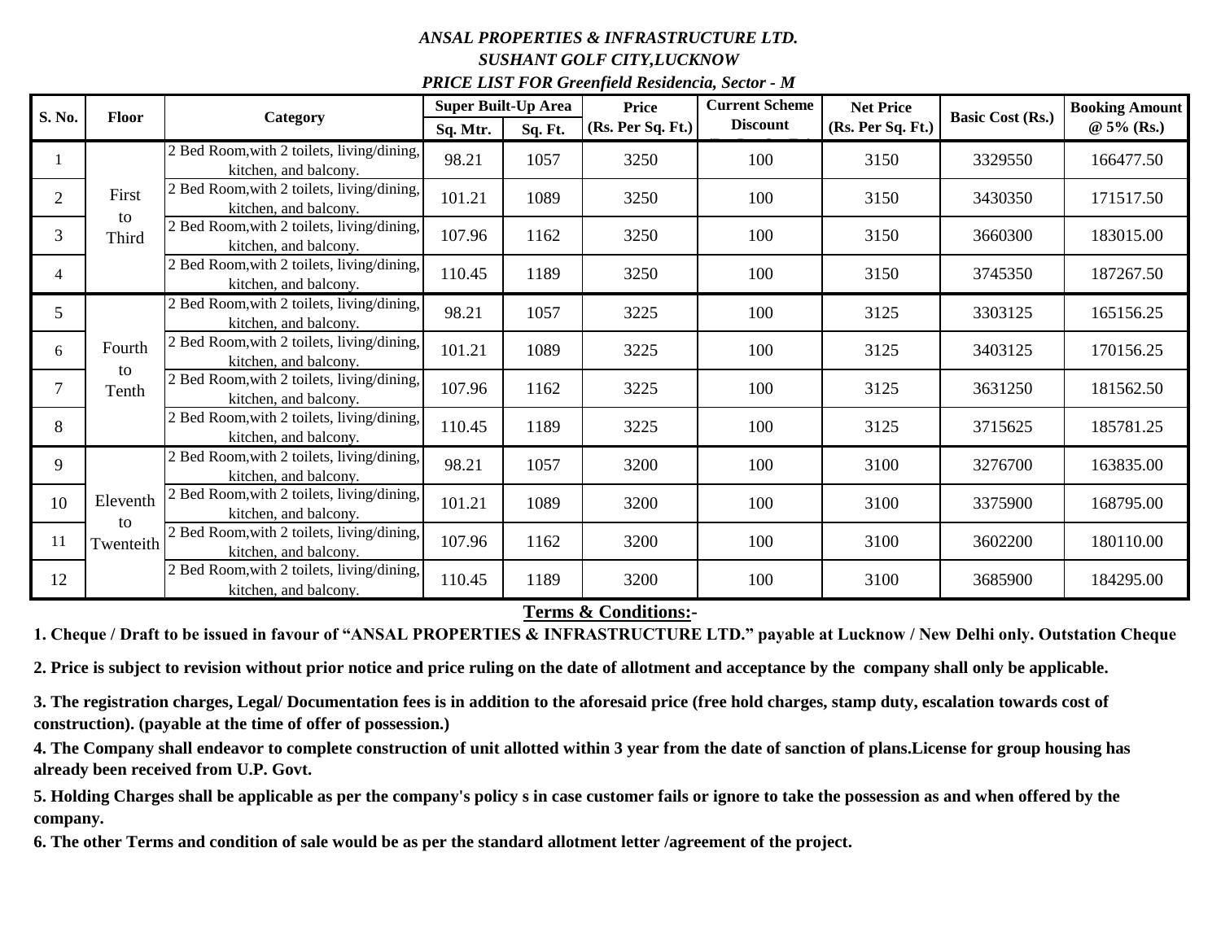***ANSAL PROPERTIES & INFRASTRUCTURE LTD.***

***SUSHANT GOLF CITY,LUCKNOW***

***PRICE LIST FOR Greenfield Residencia, Sector - M***

| S. No. | Floor | Category | Super Built-Up Area | | Price | Current Scheme | Net Price | Basic Cost (Rs.) | Booking Amount |
|---|---|---|---|---|---|---|---|---|---|
| | | | Sq. Mtr. | Sq. Ft. | (Rs. Per Sq. Ft.) | Discount | (Rs. Per Sq. Ft.) | | @ 5% (Rs.) |
| 1 | First to Third | 2 Bed Room,with 2 toilets, living/dining, kitchen, and balcony. | 98.21 | 1057 | 3250 | 100 | 3150 | 3329550 | 166477.50 |
| 2 | | 2 Bed Room,with 2 toilets, living/dining, kitchen, and balcony. | 101.21 | 1089 | 3250 | 100 | 3150 | 3430350 | 171517.50 |
| 3 | | 2 Bed Room,with 2 toilets, living/dining, kitchen, and balcony. | 107.96 | 1162 | 3250 | 100 | 3150 | 3660300 | 183015.00 |
| 4 | | 2 Bed Room,with 2 toilets, living/dining, kitchen, and balcony. | 110.45 | 1189 | 3250 | 100 | 3150 | 3745350 | 187267.50 |
| 5 | Fourth to Tenth | 2 Bed Room,with 2 toilets, living/dining, kitchen, and balcony. | 98.21 | 1057 | 3225 | 100 | 3125 | 3303125 | 165156.25 |
| 6 | | 2 Bed Room,with 2 toilets, living/dining, kitchen, and balcony. | 101.21 | 1089 | 3225 | 100 | 3125 | 3403125 | 170156.25 |
| 7 | | 2 Bed Room,with 2 toilets, living/dining, kitchen, and balcony. | 107.96 | 1162 | 3225 | 100 | 3125 | 3631250 | 181562.50 |
| 8 | | 2 Bed Room,with 2 toilets, living/dining, kitchen, and balcony. | 110.45 | 1189 | 3225 | 100 | 3125 | 3715625 | 185781.25 |
| 9 | Eleventh to Twenteith | 2 Bed Room,with 2 toilets, living/dining, kitchen, and balcony. | 98.21 | 1057 | 3200 | 100 | 3100 | 3276700 | 163835.00 |
| 10 | | 2 Bed Room,with 2 toilets, living/dining, kitchen, and balcony. | 101.21 | 1089 | 3200 | 100 | 3100 | 3375900 | 168795.00 |
| 11 | | 2 Bed Room,with 2 toilets, living/dining, kitchen, and balcony. | 107.96 | 1162 | 3200 | 100 | 3100 | 3602200 | 180110.00 |
| 12 | | 2 Bed Room,with 2 toilets, living/dining, kitchen, and balcony. | 110.45 | 1189 | 3200 | 100 | 3100 | 3685900 | 184295.00 |

**Terms & Conditions:-**

**1. Cheque / Draft to be issued in favour of "ANSAL PROPERTIES & INFRASTRUCTURE LTD." payable at Lucknow / New Delhi only. Outstation Cheque**

**2. Price is subject to revision without prior notice and price ruling on the date of allotment and acceptance by the company shall only be applicable.**

**3. The registration charges, Legal/ Documentation fees is in addition to the aforesaid price (free hold charges, stamp duty, escalation towards cost of construction). (payable at the time of offer of possession.)**

**4. The Company shall endeavor to complete construction of unit allotted within 3 year from the date of sanction of plans.License for group housing has already been received from U.P. Govt.**

**5. Holding Charges shall be applicable as per the company's policy s in case customer fails or ignore to take the possession as and when offered by the company.**

**6. The other Terms and condition of sale would be as per the standard allotment letter /agreement of the project.**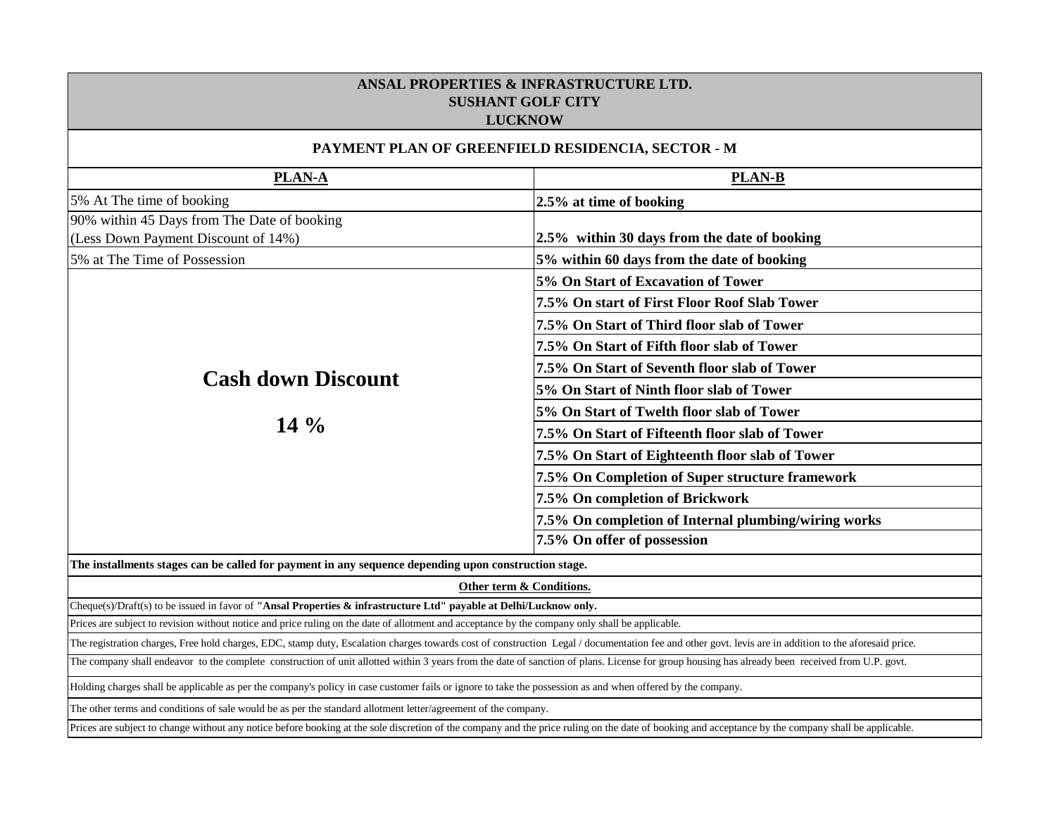# ANSAL PROPERTIES & INFRASTRUCTURE LTD.
## SUSHANT GOLF CITY
## LUCKNOW

### PAYMENT PLAN OF GREENFIELD RESIDENCIA, SECTOR - M

| PLAN-A | PLAN-B |
|---|---|
| 5% At The time of booking | **2.5% at time of booking** |
| 90% within 45 Days from The Date of booking (Less Down Payment Discount of 14%) | **2.5% within 30 days from the date of booking** |
| 5% at The Time of Possession | **5% within 60 days from the date of booking** |
| **Cash down Discount 14 %** | **5% On Start of Excavation of Tower** |
| | **7.5% On start of First Floor Roof Slab Tower** |
| | **7.5% On Start of Third floor slab of Tower** |
| | **7.5% On Start of Fifth floor slab of Tower** |
| | **7.5% On Start of Seventh floor slab of Tower** |
| | **5% On Start of Ninth floor slab of Tower** |
| | **5% On Start of Twelth floor slab of Tower** |
| | **7.5% On Start of Fifteenth floor slab of Tower** |
| | **7.5% On Start of Eighteenth floor slab of Tower** |
| | **7.5% On Completion of Super structure framework** |
| | **7.5% On completion of Brickwork** |
| | **7.5% On completion of Internal plumbing/wiring works** |
| | **7.5% On offer of possession** |

**The installments stages can be called for payment in any sequence depending upon construction stage.**

**Other term & Conditions.**

Cheque(s)/Draft(s) to be issued in favor of **"Ansal Properties & infrastructure Ltd" payable at Delhi/Lucknow only.**

Prices are subject to revision without notice and price ruling on the date of allotment and acceptance by the company only shall be applicable.

The registration charges, Free hold charges, EDC, stamp duty, Escalation charges towards cost of construction Legal / documentation fee and other govt. levis are in addition to the aforesaid price.

The company shall endeavor to the complete construction of unit allotted within 3 years from the date of sanction of plans. License for group housing has already been received from U.P. govt.

Holding charges shall be applicable as per the company's policy in case customer fails or ignore to take the possession as and when offered by the company.

The other terms and conditions of sale would be as per the standard allotment letter/agreement of the company.

Prices are subject to change without any notice before booking at the sole discretion of the company and the price ruling on the date of booking and acceptance by the company shall be applicable.